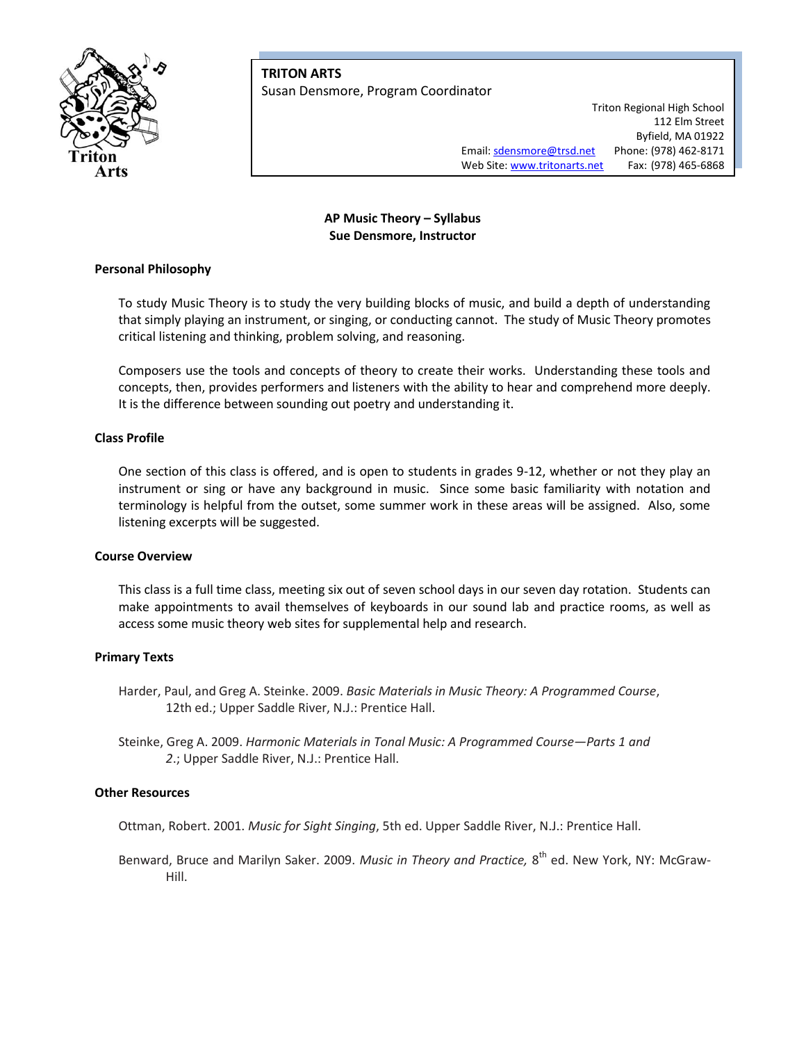**TRITON ARTS**
Susan Densmore, Program Coordinator

Triton Regional High School
112 Elm Street
Byfield, MA 01922

Email: sdensmore@trsd.net Phone: (978) 462-8171
Web Site: www.tritonarts.net Fax: (978) 465-6868

# AP Music Theory – Syllabus
**Sue Densmore, Instructor**

## Personal Philosophy

To study Music Theory is to study the very building blocks of music, and build a depth of understanding that simply playing an instrument, or singing, or conducting cannot. The study of Music Theory promotes critical listening and thinking, problem solving, and reasoning.

Composers use the tools and concepts of theory to create their works. Understanding these tools and concepts, then, provides performers and listeners with the ability to hear and comprehend more deeply. It is the difference between sounding out poetry and understanding it.

## Class Profile

One section of this class is offered, and is open to students in grades 9-12, whether or not they play an instrument or sing or have any background in music. Since some basic familiarity with notation and terminology is helpful from the outset, some summer work in these areas will be assigned. Also, some listening excerpts will be suggested.

## Course Overview

This class is a full time class, meeting six out of seven school days in our seven day rotation. Students can make appointments to avail themselves of keyboards in our sound lab and practice rooms, as well as access some music theory web sites for supplemental help and research.

## Primary Texts

Harder, Paul, and Greg A. Steinke. 2009. *Basic Materials in Music Theory: A Programmed Course*, 12th ed.; Upper Saddle River, N.J.: Prentice Hall.

Steinke, Greg A. 2009. *Harmonic Materials in Tonal Music: A Programmed Course—Parts 1 and 2*.; Upper Saddle River, N.J.: Prentice Hall.

## Other Resources

Ottman, Robert. 2001. *Music for Sight Singing*, 5th ed. Upper Saddle River, N.J.: Prentice Hall.

Benward, Bruce and Marilyn Saker. 2009. *Music in Theory and Practice,* 8th ed. New York, NY: McGraw-Hill.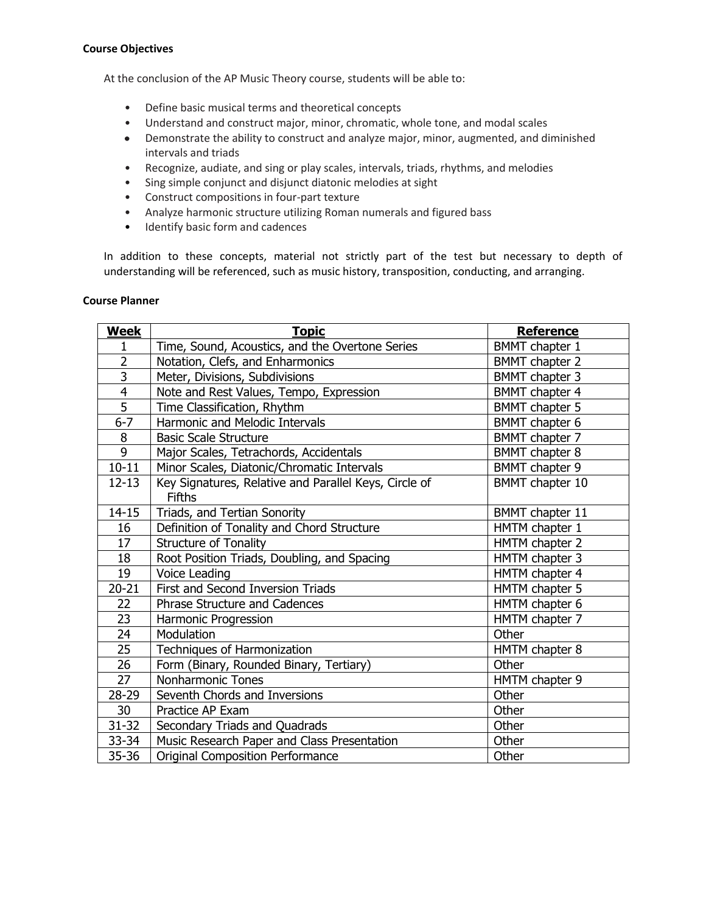**Course Objectives**

At the conclusion of the AP Music Theory course, students will be able to:

- Define basic musical terms and theoretical concepts
- Understand and construct major, minor, chromatic, whole tone, and modal scales
- Demonstrate the ability to construct and analyze major, minor, augmented, and diminished intervals and triads
- Recognize, audiate, and sing or play scales, intervals, triads, rhythms, and melodies
- Sing simple conjunct and disjunct diatonic melodies at sight
- Construct compositions in four-part texture
- Analyze harmonic structure utilizing Roman numerals and figured bass
- Identify basic form and cadences

In addition to these concepts, material not strictly part of the test but necessary to depth of understanding will be referenced, such as music history, transposition, conducting, and arranging.

**Course Planner**

| Week | Topic | Reference |
|---|---|---|
| 1 | Time, Sound, Acoustics, and the Overtone Series | BMMT chapter 1 |
| 2 | Notation, Clefs, and Enharmonics | BMMT chapter 2 |
| 3 | Meter, Divisions, Subdivisions | BMMT chapter 3 |
| 4 | Note and Rest Values, Tempo, Expression | BMMT chapter 4 |
| 5 | Time Classification, Rhythm | BMMT chapter 5 |
| 6-7 | Harmonic and Melodic Intervals | BMMT chapter 6 |
| 8 | Basic Scale Structure | BMMT chapter 7 |
| 9 | Major Scales, Tetrachords, Accidentals | BMMT chapter 8 |
| 10-11 | Minor Scales, Diatonic/Chromatic Intervals | BMMT chapter 9 |
| 12-13 | Key Signatures, Relative and Parallel Keys, Circle of Fifths | BMMT chapter 10 |
| 14-15 | Triads, and Tertian Sonority | BMMT chapter 11 |
| 16 | Definition of Tonality and Chord Structure | HMTM chapter 1 |
| 17 | Structure of Tonality | HMTM chapter 2 |
| 18 | Root Position Triads, Doubling, and Spacing | HMTM chapter 3 |
| 19 | Voice Leading | HMTM chapter 4 |
| 20-21 | First and Second Inversion Triads | HMTM chapter 5 |
| 22 | Phrase Structure and Cadences | HMTM chapter 6 |
| 23 | Harmonic Progression | HMTM chapter 7 |
| 24 | Modulation | Other |
| 25 | Techniques of Harmonization | HMTM chapter 8 |
| 26 | Form (Binary, Rounded Binary, Tertiary) | Other |
| 27 | Nonharmonic Tones | HMTM chapter 9 |
| 28-29 | Seventh Chords and Inversions | Other |
| 30 | Practice AP Exam | Other |
| 31-32 | Secondary Triads and Quadrads | Other |
| 33-34 | Music Research Paper and Class Presentation | Other |
| 35-36 | Original Composition Performance | Other |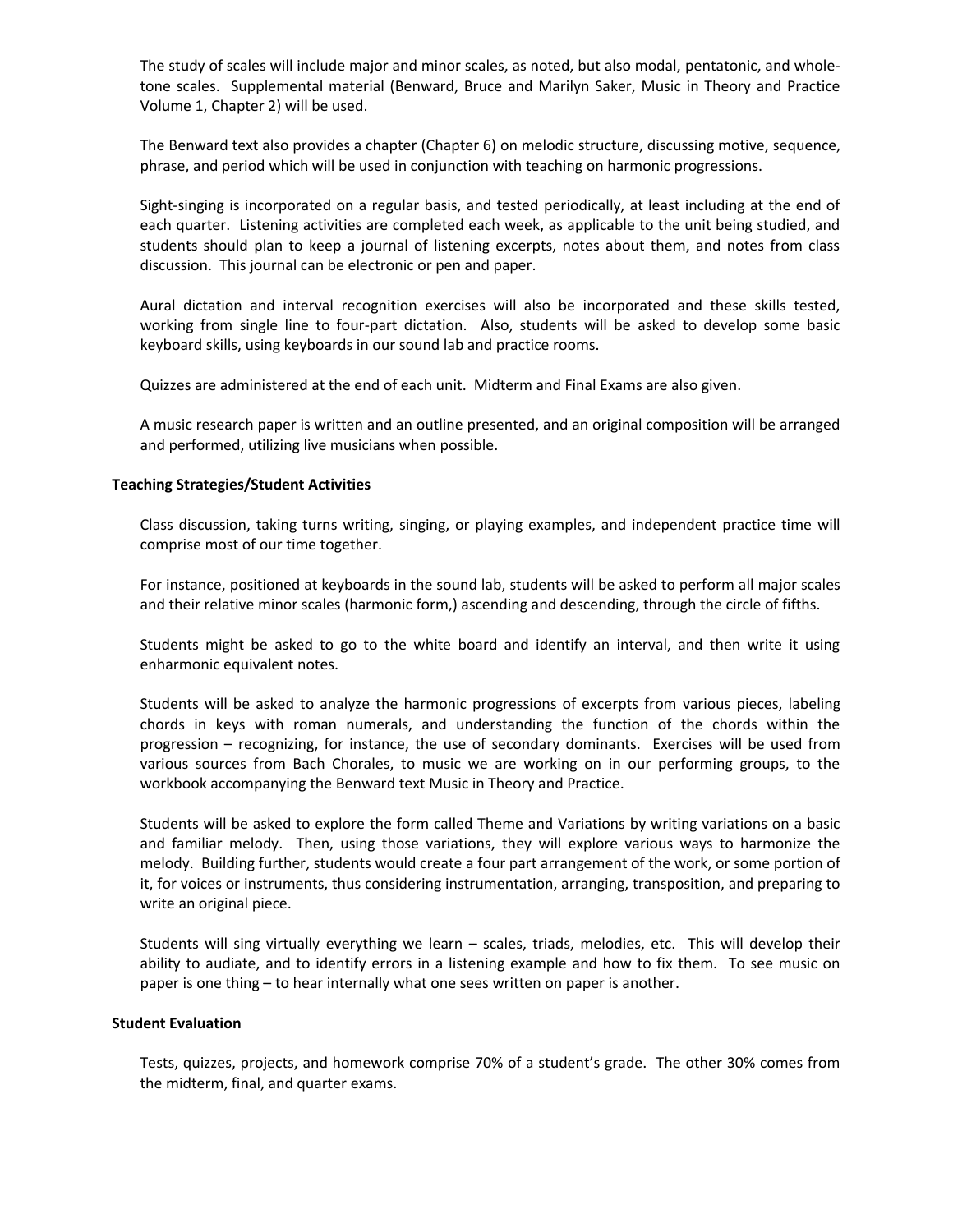The study of scales will include major and minor scales, as noted, but also modal, pentatonic, and whole-tone scales. Supplemental material (Benward, Bruce and Marilyn Saker, Music in Theory and Practice Volume 1, Chapter 2) will be used.

The Benward text also provides a chapter (Chapter 6) on melodic structure, discussing motive, sequence, phrase, and period which will be used in conjunction with teaching on harmonic progressions.

Sight-singing is incorporated on a regular basis, and tested periodically, at least including at the end of each quarter. Listening activities are completed each week, as applicable to the unit being studied, and students should plan to keep a journal of listening excerpts, notes about them, and notes from class discussion. This journal can be electronic or pen and paper.

Aural dictation and interval recognition exercises will also be incorporated and these skills tested, working from single line to four-part dictation. Also, students will be asked to develop some basic keyboard skills, using keyboards in our sound lab and practice rooms.

Quizzes are administered at the end of each unit. Midterm and Final Exams are also given.

A music research paper is written and an outline presented, and an original composition will be arranged and performed, utilizing live musicians when possible.

**Teaching Strategies/Student Activities**

Class discussion, taking turns writing, singing, or playing examples, and independent practice time will comprise most of our time together.

For instance, positioned at keyboards in the sound lab, students will be asked to perform all major scales and their relative minor scales (harmonic form,) ascending and descending, through the circle of fifths.

Students might be asked to go to the white board and identify an interval, and then write it using enharmonic equivalent notes.

Students will be asked to analyze the harmonic progressions of excerpts from various pieces, labeling chords in keys with roman numerals, and understanding the function of the chords within the progression – recognizing, for instance, the use of secondary dominants. Exercises will be used from various sources from Bach Chorales, to music we are working on in our performing groups, to the workbook accompanying the Benward text Music in Theory and Practice.

Students will be asked to explore the form called Theme and Variations by writing variations on a basic and familiar melody. Then, using those variations, they will explore various ways to harmonize the melody. Building further, students would create a four part arrangement of the work, or some portion of it, for voices or instruments, thus considering instrumentation, arranging, transposition, and preparing to write an original piece.

Students will sing virtually everything we learn – scales, triads, melodies, etc. This will develop their ability to audiate, and to identify errors in a listening example and how to fix them. To see music on paper is one thing – to hear internally what one sees written on paper is another.

**Student Evaluation**

Tests, quizzes, projects, and homework comprise 70% of a student's grade. The other 30% comes from the midterm, final, and quarter exams.